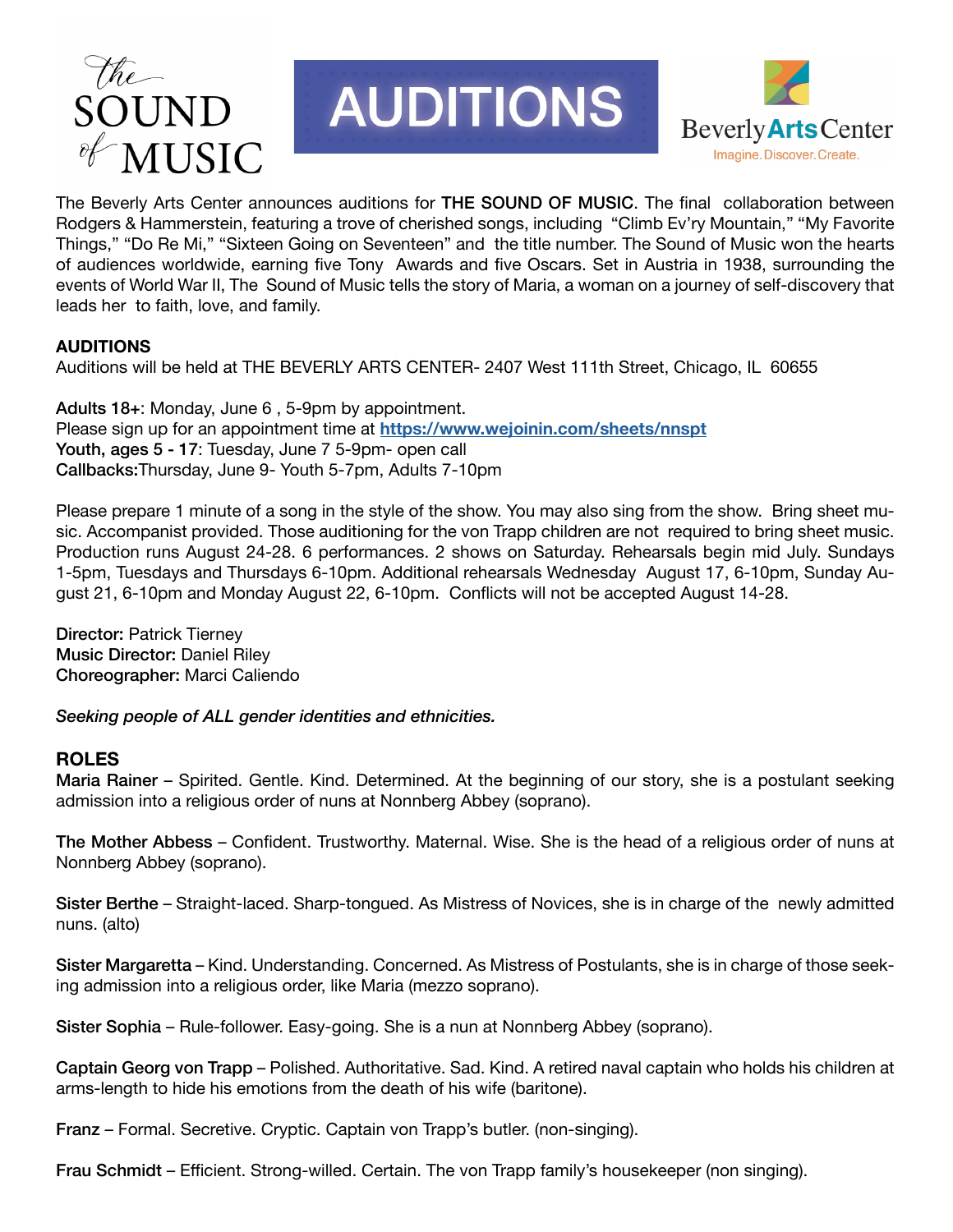# the SOUND of MUSIC

# AUDITIONS

Beverly Arts Center
Imagine. Discover. Create.

The Beverly Arts Center announces auditions for **THE SOUND OF MUSIC**. The final collaboration between Rodgers & Hammerstein, featuring a trove of cherished songs, including "Climb Ev'ry Mountain," "My Favorite Things," "Do Re Mi," "Sixteen Going on Seventeen" and the title number. The Sound of Music won the hearts of audiences worldwide, earning five Tony Awards and five Oscars. Set in Austria in 1938, surrounding the events of World War II, The Sound of Music tells the story of Maria, a woman on a journey of self-discovery that leads her to faith, love, and family.

## AUDITIONS

Auditions will be held at THE BEVERLY ARTS CENTER- 2407 West 111th Street, Chicago, IL 60655

**Adults 18+**: Monday, June 6 , 5-9pm by appointment.
Please sign up for an appointment time at **https://www.wejoinin.com/sheets/nnspt**
**Youth, ages 5 - 17**: Tuesday, June 7 5-9pm- open call
**Callbacks:**Thursday, June 9- Youth 5-7pm, Adults 7-10pm

Please prepare 1 minute of a song in the style of the show. You may also sing from the show. Bring sheet music. Accompanist provided. Those auditioning for the von Trapp children are not required to bring sheet music. Production runs August 24-28. 6 performances. 2 shows on Saturday. Rehearsals begin mid July. Sundays 1-5pm, Tuesdays and Thursdays 6-10pm. Additional rehearsals Wednesday August 17, 6-10pm, Sunday August 21, 6-10pm and Monday August 22, 6-10pm. Conflicts will not be accepted August 14-28.

**Director:** Patrick Tierney
**Music Director:** Daniel Riley
**Choreographer:** Marci Caliendo

***Seeking people of ALL gender identities and ethnicities.***

## ROLES

**Maria Rainer** – Spirited. Gentle. Kind. Determined. At the beginning of our story, she is a postulant seeking admission into a religious order of nuns at Nonnberg Abbey (soprano).

**The Mother Abbess** – Confident. Trustworthy. Maternal. Wise. She is the head of a religious order of nuns at Nonnberg Abbey (soprano).

**Sister Berthe** – Straight-laced. Sharp-tongued. As Mistress of Novices, she is in charge of the newly admitted nuns. (alto)

**Sister Margaretta** – Kind. Understanding. Concerned. As Mistress of Postulants, she is in charge of those seeking admission into a religious order, like Maria (mezzo soprano).

**Sister Sophia** – Rule-follower. Easy-going. She is a nun at Nonnberg Abbey (soprano).

**Captain Georg von Trapp** – Polished. Authoritative. Sad. Kind. A retired naval captain who holds his children at arms-length to hide his emotions from the death of his wife (baritone).

**Franz** – Formal. Secretive. Cryptic. Captain von Trapp's butler. (non-singing).

**Frau Schmidt** – Efficient. Strong-willed. Certain. The von Trapp family's housekeeper (non singing).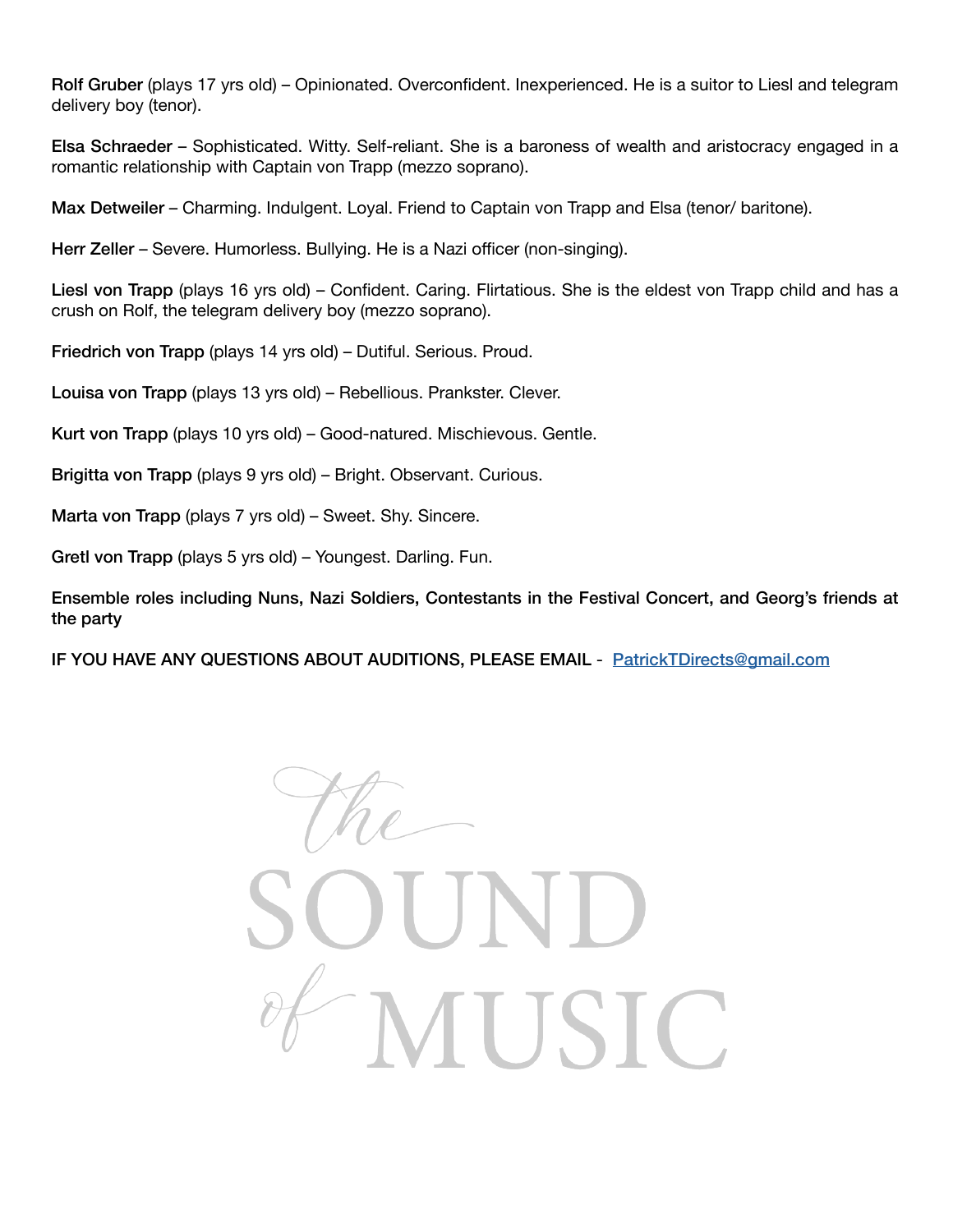**Rolf Gruber** (plays 17 yrs old) – Opinionated. Overconfident. Inexperienced. He is a suitor to Liesl and telegram delivery boy (tenor).

**Elsa Schraeder** – Sophisticated. Witty. Self-reliant. She is a baroness of wealth and aristocracy engaged in a romantic relationship with Captain von Trapp (mezzo soprano).

**Max Detweiler** – Charming. Indulgent. Loyal. Friend to Captain von Trapp and Elsa (tenor/ baritone).

**Herr Zeller** – Severe. Humorless. Bullying. He is a Nazi officer (non-singing).

**Liesl von Trapp** (plays 16 yrs old) – Confident. Caring. Flirtatious. She is the eldest von Trapp child and has a crush on Rolf, the telegram delivery boy (mezzo soprano).

**Friedrich von Trapp** (plays 14 yrs old) – Dutiful. Serious. Proud.

**Louisa von Trapp** (plays 13 yrs old) – Rebellious. Prankster. Clever.

**Kurt von Trapp** (plays 10 yrs old) – Good-natured. Mischievous. Gentle.

**Brigitta von Trapp** (plays 9 yrs old) – Bright. Observant. Curious.

**Marta von Trapp** (plays 7 yrs old) – Sweet. Shy. Sincere.

**Gretl von Trapp** (plays 5 yrs old) – Youngest. Darling. Fun.

**Ensemble roles including Nuns, Nazi Soldiers, Contestants in the Festival Concert, and Georg's friends at the party**

**IF YOU HAVE ANY QUESTIONS ABOUT AUDITIONS, PLEASE EMAIL** - PatrickTDirects@gmail.com

the SOUND of MUSIC